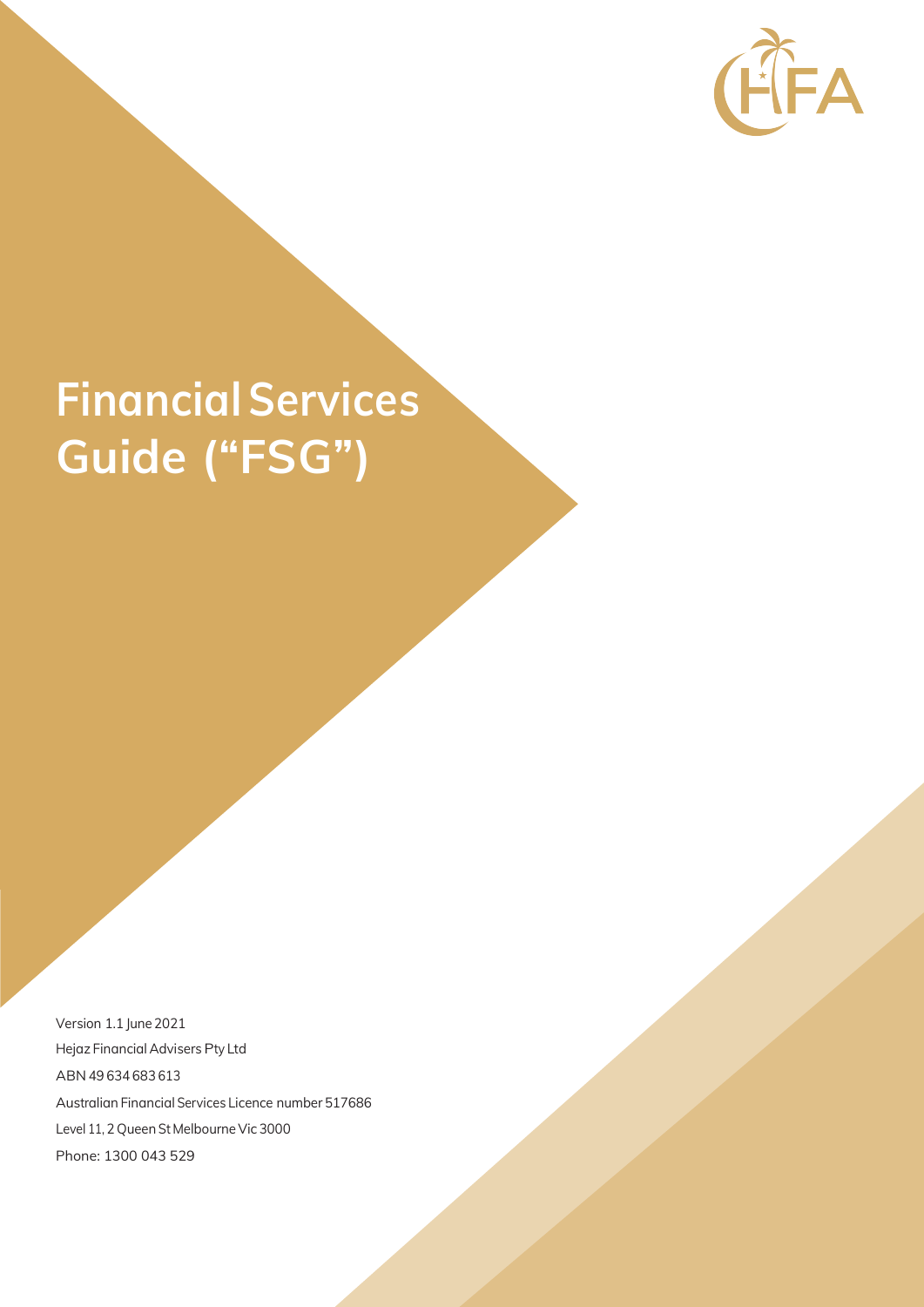# Financial Services Guide ("FSG")

Version 1.1 June 2021

Hejaz Financial Advisers Pty Ltd

ABN 49 634 683 613

Australian Financial Services Licence number 517686

Level 11, 2 Queen St Melbourne Vic 3000

Phone: 1300 043 529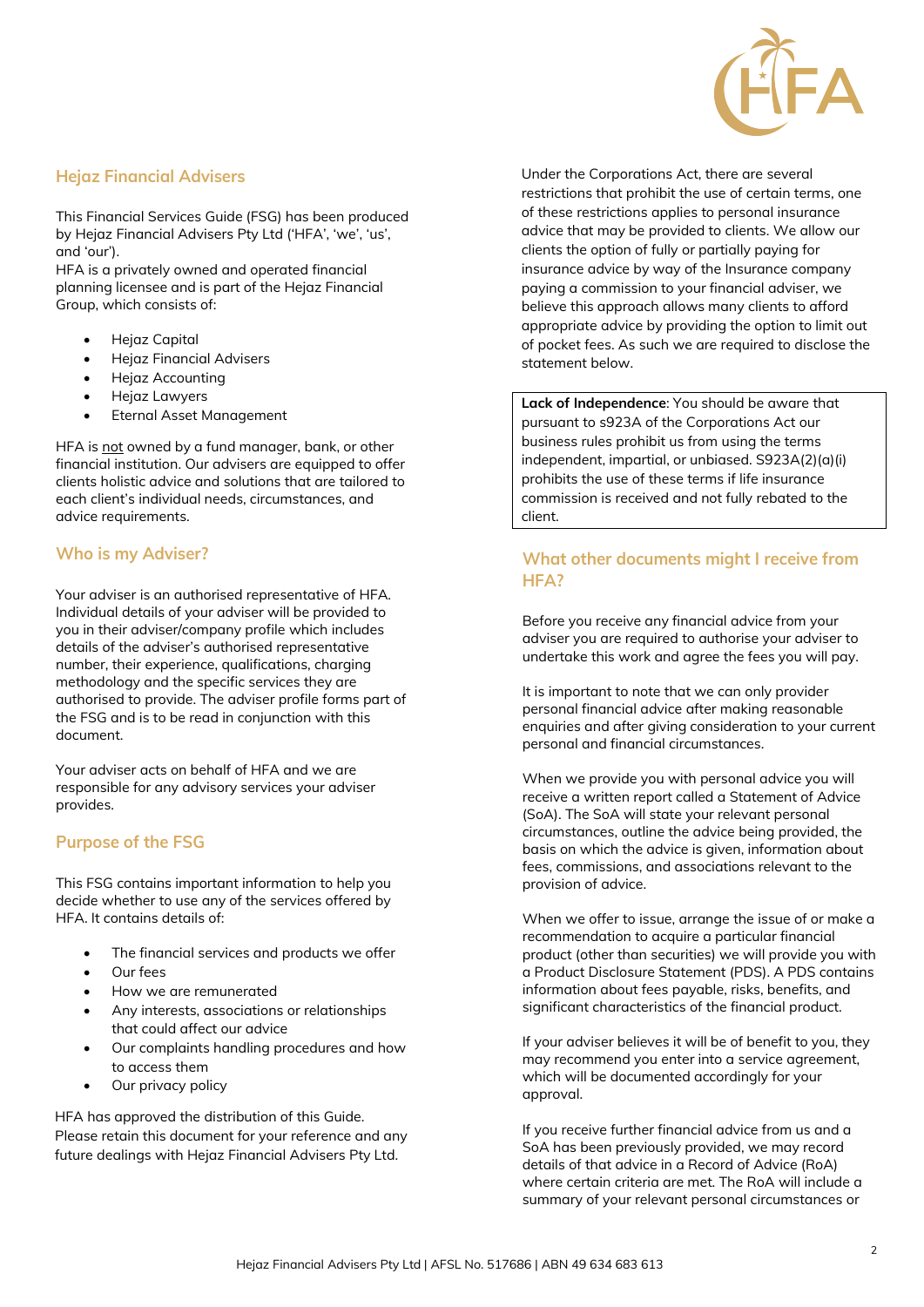## Hejaz Financial Advisers

This Financial Services Guide (FSG) has been produced by Hejaz Financial Advisers Pty Ltd ('HFA', 'we', 'us', and 'our').
HFA is a privately owned and operated financial planning licensee and is part of the Hejaz Financial Group, which consists of:

- Hejaz Capital
- Hejaz Financial Advisers
- Hejaz Accounting
- Hejaz Lawyers
- Eternal Asset Management

HFA is not owned by a fund manager, bank, or other financial institution. Our advisers are equipped to offer clients holistic advice and solutions that are tailored to each client's individual needs, circumstances, and advice requirements.

## Who is my Adviser?

Your adviser is an authorised representative of HFA. Individual details of your adviser will be provided to you in their adviser/company profile which includes details of the adviser's authorised representative number, their experience, qualifications, charging methodology and the specific services they are authorised to provide. The adviser profile forms part of the FSG and is to be read in conjunction with this document.

Your adviser acts on behalf of HFA and we are responsible for any advisory services your adviser provides.

## Purpose of the FSG

This FSG contains important information to help you decide whether to use any of the services offered by HFA. It contains details of:

- The financial services and products we offer
- Our fees
- How we are remunerated
- Any interests, associations or relationships that could affect our advice
- Our complaints handling procedures and how to access them
- Our privacy policy

HFA has approved the distribution of this Guide. Please retain this document for your reference and any future dealings with Hejaz Financial Advisers Pty Ltd.

Under the Corporations Act, there are several restrictions that prohibit the use of certain terms, one of these restrictions applies to personal insurance advice that may be provided to clients. We allow our clients the option of fully or partially paying for insurance advice by way of the Insurance company paying a commission to your financial adviser, we believe this approach allows many clients to afford appropriate advice by providing the option to limit out of pocket fees. As such we are required to disclose the statement below.

**Lack of Independence**: You should be aware that pursuant to s923A of the Corporations Act our business rules prohibit us from using the terms independent, impartial, or unbiased. S923A(2)(a)(i) prohibits the use of these terms if life insurance commission is received and not fully rebated to the client.

## What other documents might I receive from HFA?

Before you receive any financial advice from your adviser you are required to authorise your adviser to undertake this work and agree the fees you will pay.

It is important to note that we can only provider personal financial advice after making reasonable enquiries and after giving consideration to your current personal and financial circumstances.

When we provide you with personal advice you will receive a written report called a Statement of Advice (SoA). The SoA will state your relevant personal circumstances, outline the advice being provided, the basis on which the advice is given, information about fees, commissions, and associations relevant to the provision of advice.

When we offer to issue, arrange the issue of or make a recommendation to acquire a particular financial product (other than securities) we will provide you with a Product Disclosure Statement (PDS). A PDS contains information about fees payable, risks, benefits, and significant characteristics of the financial product.

If your adviser believes it will be of benefit to you, they may recommend you enter into a service agreement, which will be documented accordingly for your approval.

If you receive further financial advice from us and a SoA has been previously provided, we may record details of that advice in a Record of Advice (RoA) where certain criteria are met. The RoA will include a summary of your relevant personal circumstances or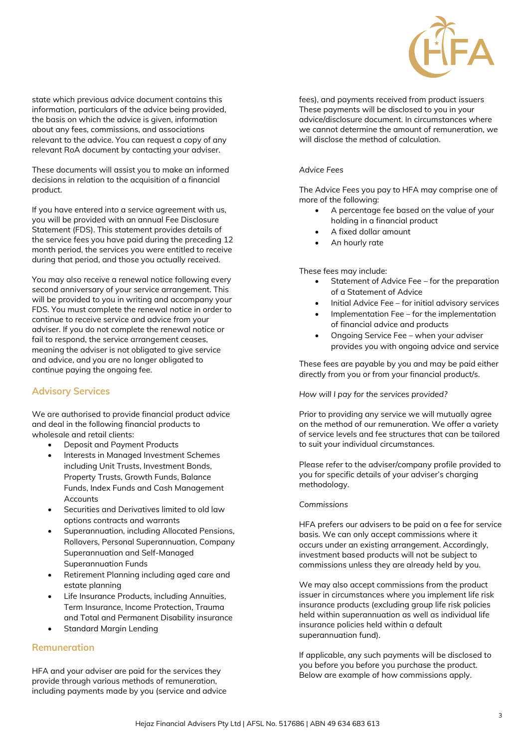state which previous advice document contains this information, particulars of the advice being provided, the basis on which the advice is given, information about any fees, commissions, and associations relevant to the advice. You can request a copy of any relevant RoA document by contacting your adviser.

These documents will assist you to make an informed decisions in relation to the acquisition of a financial product.

If you have entered into a service agreement with us, you will be provided with an annual Fee Disclosure Statement (FDS). This statement provides details of the service fees you have paid during the preceding 12 month period, the services you were entitled to receive during that period, and those you actually received.

You may also receive a renewal notice following every second anniversary of your service arrangement. This will be provided to you in writing and accompany your FDS. You must complete the renewal notice in order to continue to receive service and advice from your adviser. If you do not complete the renewal notice or fail to respond, the service arrangement ceases, meaning the adviser is not obligated to give service and advice, and you are no longer obligated to continue paying the ongoing fee.

## Advisory Services

We are authorised to provide financial product advice and deal in the following financial products to wholesale and retail clients:

- Deposit and Payment Products
- Interests in Managed Investment Schemes including Unit Trusts, Investment Bonds, Property Trusts, Growth Funds, Balance Funds, Index Funds and Cash Management Accounts
- Securities and Derivatives limited to old law options contracts and warrants
- Superannuation, including Allocated Pensions, Rollovers, Personal Superannuation, Company Superannuation and Self-Managed Superannuation Funds
- Retirement Planning including aged care and estate planning
- Life Insurance Products, including Annuities, Term Insurance, Income Protection, Trauma and Total and Permanent Disability insurance
- Standard Margin Lending

## Remuneration

HFA and your adviser are paid for the services they provide through various methods of remuneration, including payments made by you (service and advice fees), and payments received from product issuers These payments will be disclosed to you in your advice/disclosure document. In circumstances where we cannot determine the amount of remuneration, we will disclose the method of calculation.

*Advice Fees*

The Advice Fees you pay to HFA may comprise one of more of the following:

- A percentage fee based on the value of your holding in a financial product
- A fixed dollar amount
- An hourly rate

These fees may include:

- Statement of Advice Fee – for the preparation of a Statement of Advice
- Initial Advice Fee – for initial advisory services
- Implementation Fee – for the implementation of financial advice and products
- Ongoing Service Fee – when your adviser provides you with ongoing advice and service

These fees are payable by you and may be paid either directly from you or from your financial product/s.

*How will I pay for the services provided?*

Prior to providing any service we will mutually agree on the method of our remuneration. We offer a variety of service levels and fee structures that can be tailored to suit your individual circumstances.

Please refer to the adviser/company profile provided to you for specific details of your adviser's charging methodology.

*Commissions*

HFA prefers our advisers to be paid on a fee for service basis. We can only accept commissions where it occurs under an existing arrangement. Accordingly, investment based products will not be subject to commissions unless they are already held by you.

We may also accept commissions from the product issuer in circumstances where you implement life risk insurance products (excluding group life risk policies held within superannuation as well as individual life insurance policies held within a default superannuation fund).

If applicable, any such payments will be disclosed to you before you before you purchase the product. Below are example of how commissions apply.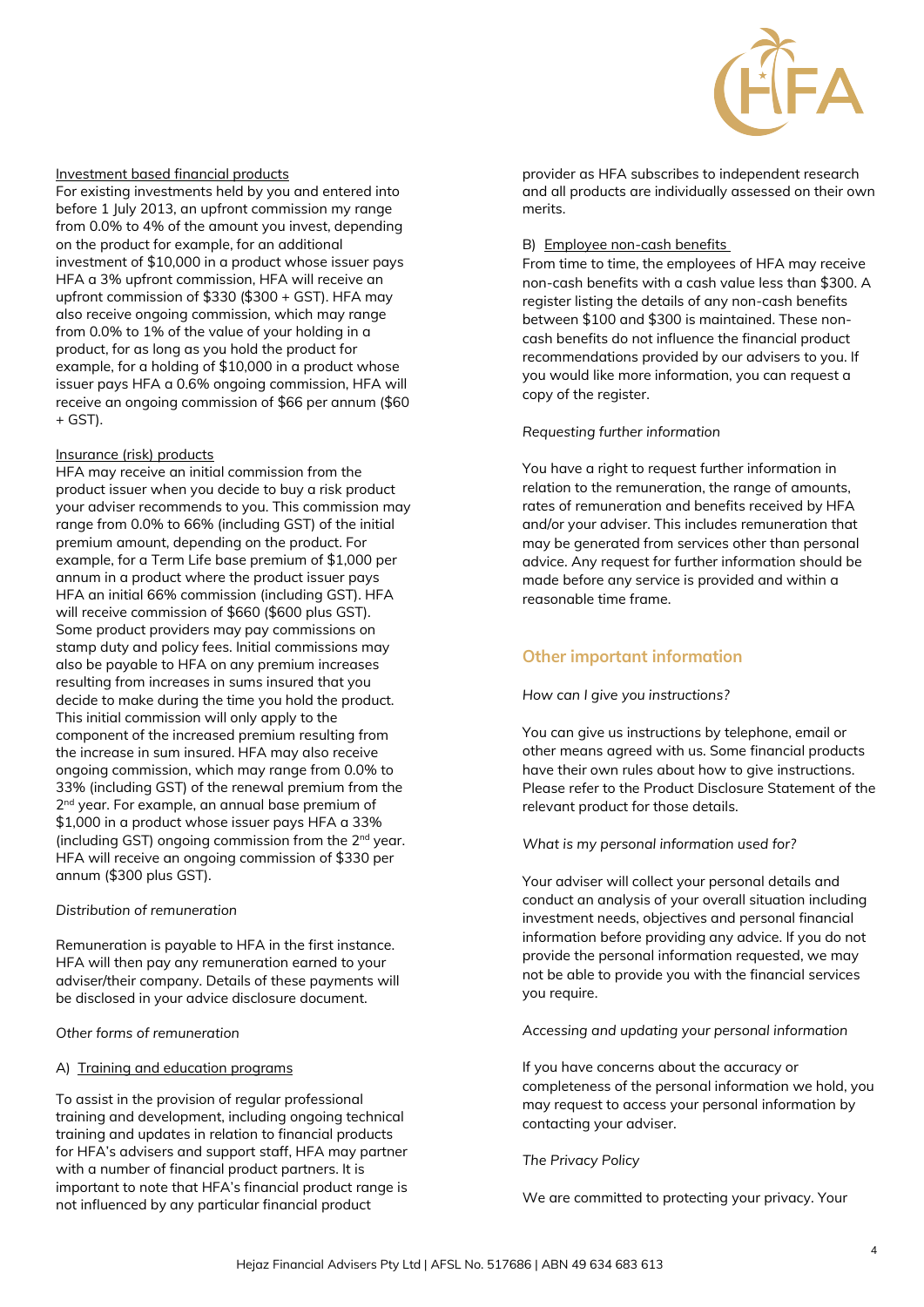Investment based financial products

For existing investments held by you and entered into before 1 July 2013, an upfront commission my range from 0.0% to 4% of the amount you invest, depending on the product for example, for an additional investment of $10,000 in a product whose issuer pays HFA a 3% upfront commission, HFA will receive an upfront commission of $330 ($300 + GST). HFA may also receive ongoing commission, which may range from 0.0% to 1% of the value of your holding in a product, for as long as you hold the product for example, for a holding of $10,000 in a product whose issuer pays HFA a 0.6% ongoing commission, HFA will receive an ongoing commission of $66 per annum ($60 + GST).

Insurance (risk) products

HFA may receive an initial commission from the product issuer when you decide to buy a risk product your adviser recommends to you. This commission may range from 0.0% to 66% (including GST) of the initial premium amount, depending on the product. For example, for a Term Life base premium of $1,000 per annum in a product where the product issuer pays HFA an initial 66% commission (including GST). HFA will receive commission of $660 ($600 plus GST). Some product providers may pay commissions on stamp duty and policy fees. Initial commissions may also be payable to HFA on any premium increases resulting from increases in sums insured that you decide to make during the time you hold the product. This initial commission will only apply to the component of the increased premium resulting from the increase in sum insured. HFA may also receive ongoing commission, which may range from 0.0% to 33% (including GST) of the renewal premium from the 2nd year. For example, an annual base premium of $1,000 in a product whose issuer pays HFA a 33% (including GST) ongoing commission from the 2nd year. HFA will receive an ongoing commission of $330 per annum ($300 plus GST).

*Distribution of remuneration*

Remuneration is payable to HFA in the first instance. HFA will then pay any remuneration earned to your adviser/their company. Details of these payments will be disclosed in your advice disclosure document.

*Other forms of remuneration*

A) Training and education programs

To assist in the provision of regular professional training and development, including ongoing technical training and updates in relation to financial products for HFA's advisers and support staff, HFA may partner with a number of financial product partners. It is important to note that HFA's financial product range is not influenced by any particular financial product provider as HFA subscribes to independent research and all products are individually assessed on their own merits.

B) Employee non-cash benefits

From time to time, the employees of HFA may receive non-cash benefits with a cash value less than $300. A register listing the details of any non-cash benefits between $100 and $300 is maintained. These non-cash benefits do not influence the financial product recommendations provided by our advisers to you. If you would like more information, you can request a copy of the register.

*Requesting further information*

You have a right to request further information in relation to the remuneration, the range of amounts, rates of remuneration and benefits received by HFA and/or your adviser. This includes remuneration that may be generated from services other than personal advice. Any request for further information should be made before any service is provided and within a reasonable time frame.

## Other important information

*How can I give you instructions?*

You can give us instructions by telephone, email or other means agreed with us. Some financial products have their own rules about how to give instructions. Please refer to the Product Disclosure Statement of the relevant product for those details.

*What is my personal information used for?*

Your adviser will collect your personal details and conduct an analysis of your overall situation including investment needs, objectives and personal financial information before providing any advice. If you do not provide the personal information requested, we may not be able to provide you with the financial services you require.

*Accessing and updating your personal information*

If you have concerns about the accuracy or completeness of the personal information we hold, you may request to access your personal information by contacting your adviser.

*The Privacy Policy*

We are committed to protecting your privacy. Your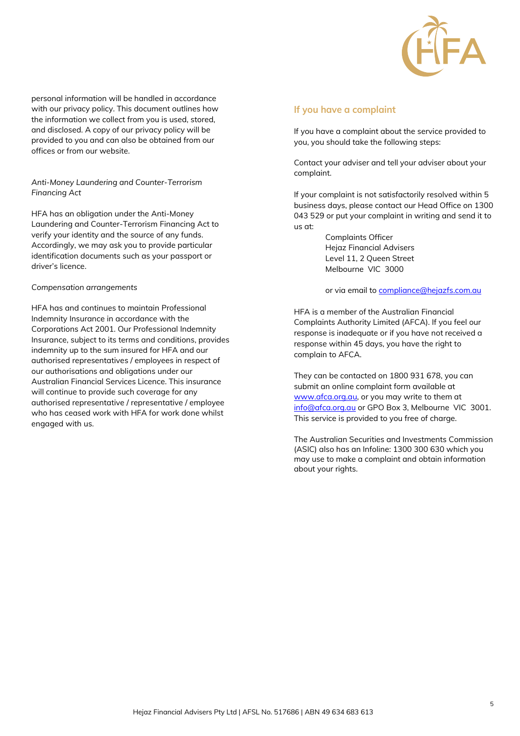personal information will be handled in accordance with our privacy policy. This document outlines how the information we collect from you is used, stored, and disclosed. A copy of our privacy policy will be provided to you and can also be obtained from our offices or from our website.

*Anti-Money Laundering and Counter-Terrorism Financing Act*

HFA has an obligation under the Anti-Money Laundering and Counter-Terrorism Financing Act to verify your identity and the source of any funds. Accordingly, we may ask you to provide particular identification documents such as your passport or driver's licence.

*Compensation arrangements*

HFA has and continues to maintain Professional Indemnity Insurance in accordance with the Corporations Act 2001. Our Professional Indemnity Insurance, subject to its terms and conditions, provides indemnity up to the sum insured for HFA and our authorised representatives / employees in respect of our authorisations and obligations under our Australian Financial Services Licence. This insurance will continue to provide such coverage for any authorised representative / representative / employee who has ceased work with HFA for work done whilst engaged with us.

## If you have a complaint

If you have a complaint about the service provided to you, you should take the following steps:

Contact your adviser and tell your adviser about your complaint.

If your complaint is not satisfactorily resolved within 5 business days, please contact our Head Office on 1300 043 529 or put your complaint in writing and send it to us at:

Complaints Officer
Hejaz Financial Advisers
Level 11, 2 Queen Street
Melbourne VIC 3000

or via email to compliance@hejazfs.com.au

HFA is a member of the Australian Financial Complaints Authority Limited (AFCA). If you feel our response is inadequate or if you have not received a response within 45 days, you have the right to complain to AFCA.

They can be contacted on 1800 931 678, you can submit an online complaint form available at www.afca.org.au, or you may write to them at info@afca.org.au or GPO Box 3, Melbourne VIC 3001. This service is provided to you free of charge.

The Australian Securities and Investments Commission (ASIC) also has an Infoline: 1300 300 630 which you may use to make a complaint and obtain information about your rights.

Hejaz Financial Advisers Pty Ltd | AFSL No. 517686 | ABN 49 634 683 613